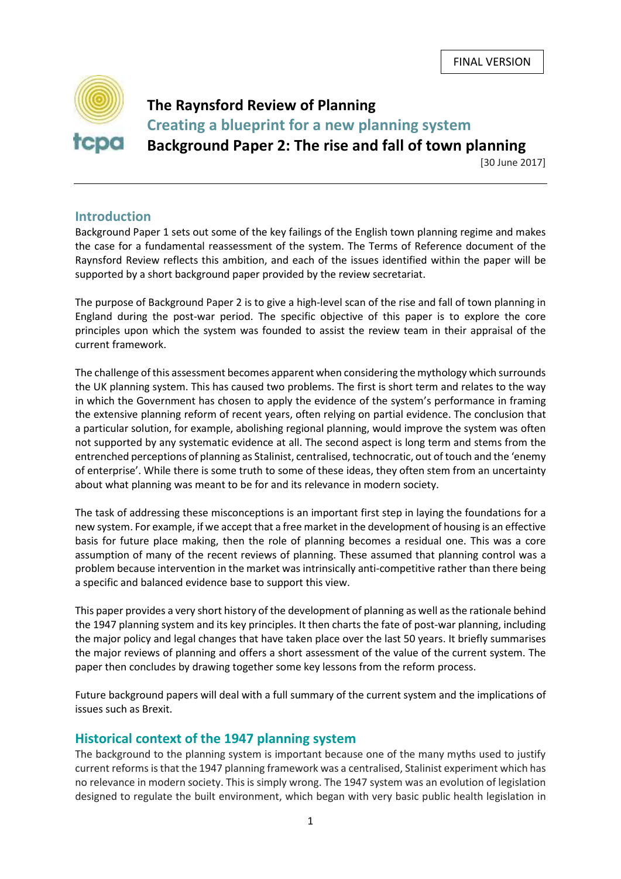FINAL VERSION

# The Raynsford Review of Planning

## Creating a blueprint for a new planning system

## Background Paper 2: The rise and fall of town planning

[30 June 2017]

## Introduction

Background Paper 1 sets out some of the key failings of the English town planning regime and makes the case for a fundamental reassessment of the system. The Terms of Reference document of the Raynsford Review reflects this ambition, and each of the issues identified within the paper will be supported by a short background paper provided by the review secretariat.

The purpose of Background Paper 2 is to give a high-level scan of the rise and fall of town planning in England during the post-war period. The specific objective of this paper is to explore the core principles upon which the system was founded to assist the review team in their appraisal of the current framework.

The challenge of this assessment becomes apparent when considering the mythology which surrounds the UK planning system. This has caused two problems. The first is short term and relates to the way in which the Government has chosen to apply the evidence of the system's performance in framing the extensive planning reform of recent years, often relying on partial evidence. The conclusion that a particular solution, for example, abolishing regional planning, would improve the system was often not supported by any systematic evidence at all. The second aspect is long term and stems from the entrenched perceptions of planning as Stalinist, centralised, technocratic, out of touch and the 'enemy of enterprise'. While there is some truth to some of these ideas, they often stem from an uncertainty about what planning was meant to be for and its relevance in modern society.

The task of addressing these misconceptions is an important first step in laying the foundations for a new system. For example, if we accept that a free market in the development of housing is an effective basis for future place making, then the role of planning becomes a residual one. This was a core assumption of many of the recent reviews of planning. These assumed that planning control was a problem because intervention in the market was intrinsically anti-competitive rather than there being a specific and balanced evidence base to support this view.

This paper provides a very short history of the development of planning as well as the rationale behind the 1947 planning system and its key principles. It then charts the fate of post-war planning, including the major policy and legal changes that have taken place over the last 50 years. It briefly summarises the major reviews of planning and offers a short assessment of the value of the current system. The paper then concludes by drawing together some key lessons from the reform process.

Future background papers will deal with a full summary of the current system and the implications of issues such as Brexit.

## Historical context of the 1947 planning system

The background to the planning system is important because one of the many myths used to justify current reforms is that the 1947 planning framework was a centralised, Stalinist experiment which has no relevance in modern society. This is simply wrong. The 1947 system was an evolution of legislation designed to regulate the built environment, which began with very basic public health legislation in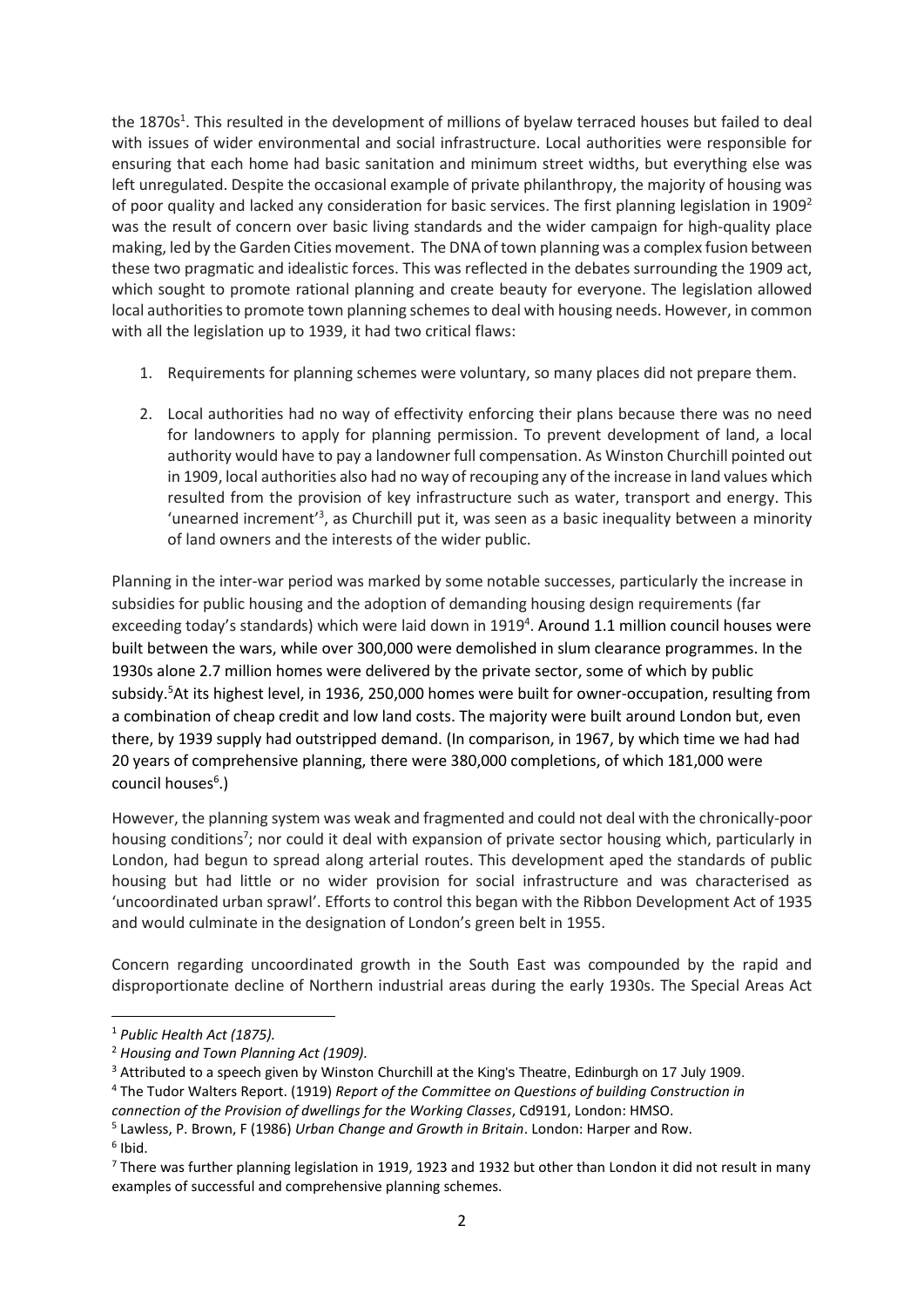the 1870s[1]. This resulted in the development of millions of byelaw terraced houses but failed to deal with issues of wider environmental and social infrastructure. Local authorities were responsible for ensuring that each home had basic sanitation and minimum street widths, but everything else was left unregulated. Despite the occasional example of private philanthropy, the majority of housing was of poor quality and lacked any consideration for basic services. The first planning legislation in 1909[2] was the result of concern over basic living standards and the wider campaign for high-quality place making, led by the Garden Cities movement. The DNA of town planning was a complex fusion between these two pragmatic and idealistic forces. This was reflected in the debates surrounding the 1909 act, which sought to promote rational planning and create beauty for everyone. The legislation allowed local authorities to promote town planning schemes to deal with housing needs. However, in common with all the legislation up to 1939, it had two critical flaws:

1. Requirements for planning schemes were voluntary, so many places did not prepare them.

2. Local authorities had no way of effectivity enforcing their plans because there was no need for landowners to apply for planning permission. To prevent development of land, a local authority would have to pay a landowner full compensation. As Winston Churchill pointed out in 1909, local authorities also had no way of recouping any of the increase in land values which resulted from the provision of key infrastructure such as water, transport and energy. This 'unearned increment'[3], as Churchill put it, was seen as a basic inequality between a minority of land owners and the interests of the wider public.

Planning in the inter-war period was marked by some notable successes, particularly the increase in subsidies for public housing and the adoption of demanding housing design requirements (far exceeding today's standards) which were laid down in 1919[4]. Around 1.1 million council houses were built between the wars, while over 300,000 were demolished in slum clearance programmes. In the 1930s alone 2.7 million homes were delivered by the private sector, some of which by public subsidy.[5]At its highest level, in 1936, 250,000 homes were built for owner-occupation, resulting from a combination of cheap credit and low land costs. The majority were built around London but, even there, by 1939 supply had outstripped demand. (In comparison, in 1967, by which time we had had 20 years of comprehensive planning, there were 380,000 completions, of which 181,000 were council houses[6].)

However, the planning system was weak and fragmented and could not deal with the chronically-poor housing conditions[7]; nor could it deal with expansion of private sector housing which, particularly in London, had begun to spread along arterial routes. This development aped the standards of public housing but had little or no wider provision for social infrastructure and was characterised as 'uncoordinated urban sprawl'. Efforts to control this began with the Ribbon Development Act of 1935 and would culminate in the designation of London's green belt in 1955.

Concern regarding uncoordinated growth in the South East was compounded by the rapid and disproportionate decline of Northern industrial areas during the early 1930s. The Special Areas Act

---

[1] *Public Health Act (1875).*

[2] *Housing and Town Planning Act (1909).*

[3] Attributed to a speech given by Winston Churchill at the King's Theatre, Edinburgh on 17 July 1909.

[4] The Tudor Walters Report. (1919) *Report of the Committee on Questions of building Construction in connection of the Provision of dwellings for the Working Classes*, Cd9191, London: HMSO.

[5] Lawless, P. Brown, F (1986) *Urban Change and Growth in Britain*. London: Harper and Row.

[6] Ibid.

[7] There was further planning legislation in 1919, 1923 and 1932 but other than London it did not result in many examples of successful and comprehensive planning schemes.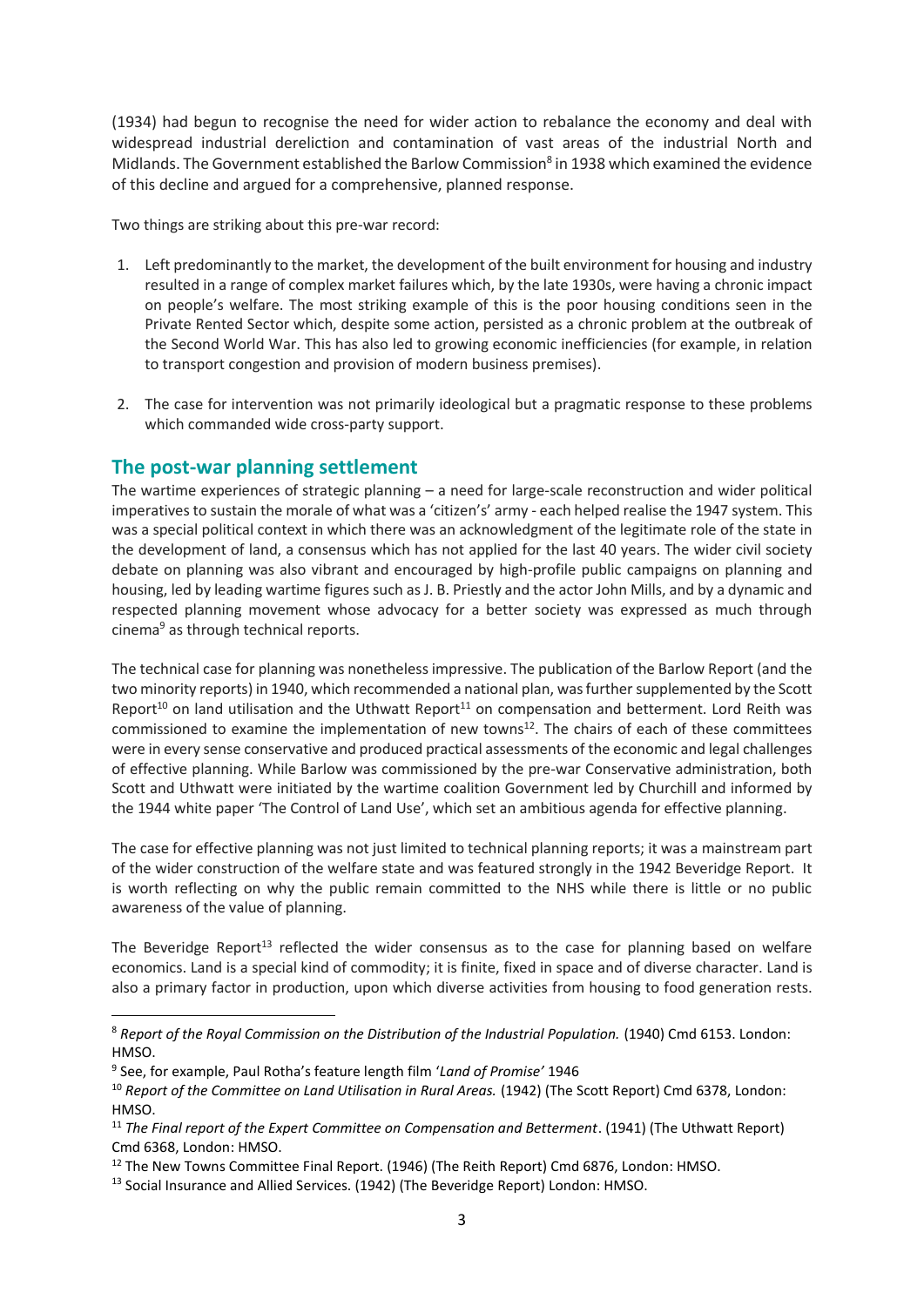(1934) had begun to recognise the need for wider action to rebalance the economy and deal with widespread industrial dereliction and contamination of vast areas of the industrial North and Midlands. The Government established the Barlow Commission[8] in 1938 which examined the evidence of this decline and argued for a comprehensive, planned response.

Two things are striking about this pre-war record:

1. Left predominantly to the market, the development of the built environment for housing and industry resulted in a range of complex market failures which, by the late 1930s, were having a chronic impact on people's welfare. The most striking example of this is the poor housing conditions seen in the Private Rented Sector which, despite some action, persisted as a chronic problem at the outbreak of the Second World War. This has also led to growing economic inefficiencies (for example, in relation to transport congestion and provision of modern business premises).

2. The case for intervention was not primarily ideological but a pragmatic response to these problems which commanded wide cross-party support.

## The post-war planning settlement

The wartime experiences of strategic planning – a need for large-scale reconstruction and wider political imperatives to sustain the morale of what was a 'citizen's' army - each helped realise the 1947 system. This was a special political context in which there was an acknowledgment of the legitimate role of the state in the development of land, a consensus which has not applied for the last 40 years. The wider civil society debate on planning was also vibrant and encouraged by high-profile public campaigns on planning and housing, led by leading wartime figures such as J. B. Priestly and the actor John Mills, and by a dynamic and respected planning movement whose advocacy for a better society was expressed as much through cinema[9] as through technical reports.

The technical case for planning was nonetheless impressive. The publication of the Barlow Report (and the two minority reports) in 1940, which recommended a national plan, was further supplemented by the Scott Report[10] on land utilisation and the Uthwatt Report[11] on compensation and betterment. Lord Reith was commissioned to examine the implementation of new towns[12]. The chairs of each of these committees were in every sense conservative and produced practical assessments of the economic and legal challenges of effective planning. While Barlow was commissioned by the pre-war Conservative administration, both Scott and Uthwatt were initiated by the wartime coalition Government led by Churchill and informed by the 1944 white paper 'The Control of Land Use', which set an ambitious agenda for effective planning.

The case for effective planning was not just limited to technical planning reports; it was a mainstream part of the wider construction of the welfare state and was featured strongly in the 1942 Beveridge Report. It is worth reflecting on why the public remain committed to the NHS while there is little or no public awareness of the value of planning.

The Beveridge Report[13] reflected the wider consensus as to the case for planning based on welfare economics. Land is a special kind of commodity; it is finite, fixed in space and of diverse character. Land is also a primary factor in production, upon which diverse activities from housing to food generation rests.

---

[8] *Report of the Royal Commission on the Distribution of the Industrial Population.* (1940) Cmd 6153. London: HMSO.

[9] See, for example, Paul Rotha's feature length film '*Land of Promise*' 1946

[10] *Report of the Committee on Land Utilisation in Rural Areas.* (1942) (The Scott Report) Cmd 6378, London: HMSO.

[11] *The Final report of the Expert Committee on Compensation and Betterment*. (1941) (The Uthwatt Report) Cmd 6368, London: HMSO.

[12] The New Towns Committee Final Report. (1946) (The Reith Report) Cmd 6876, London: HMSO.

[13] Social Insurance and Allied Services. (1942) (The Beveridge Report) London: HMSO.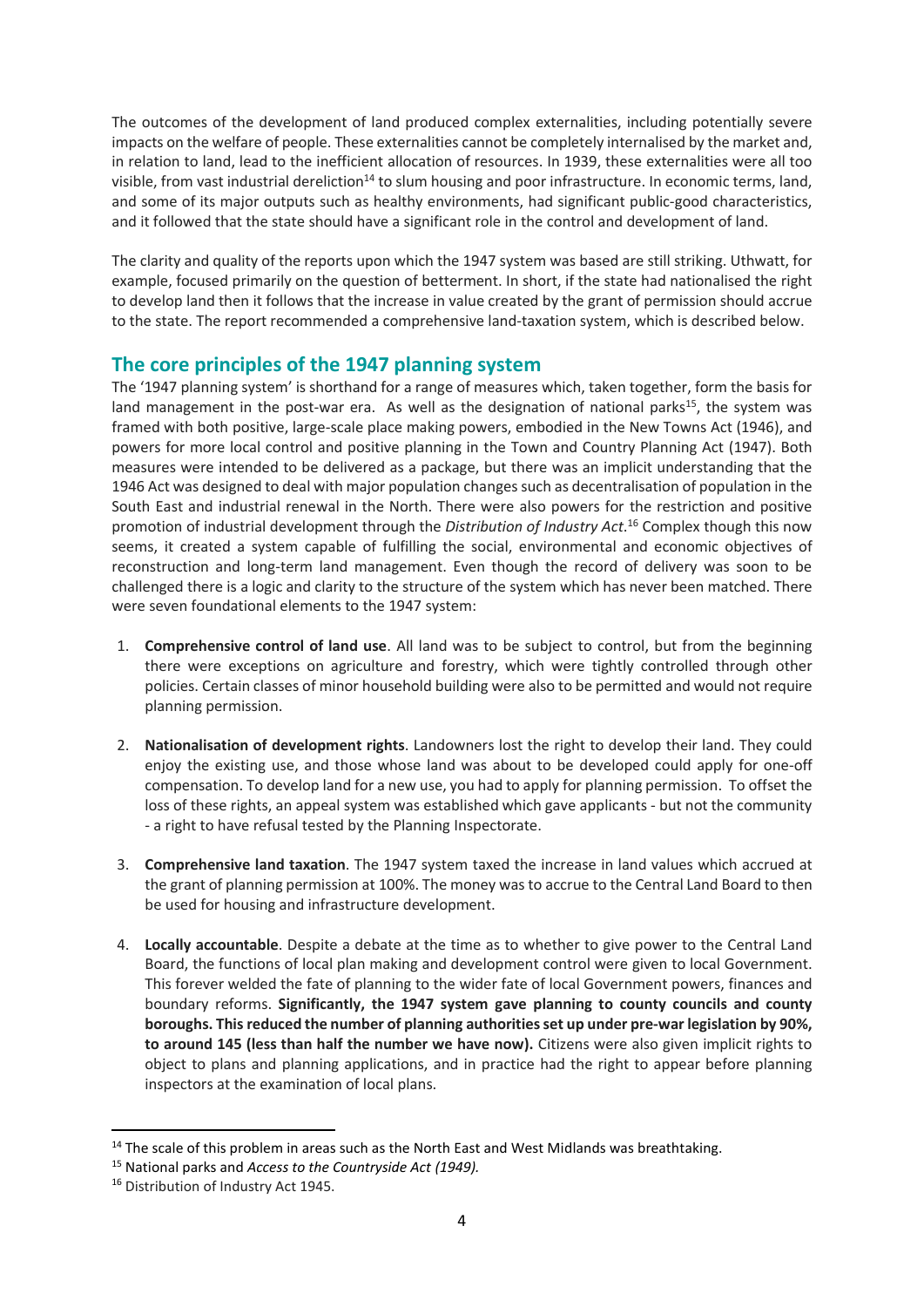The outcomes of the development of land produced complex externalities, including potentially severe impacts on the welfare of people. These externalities cannot be completely internalised by the market and, in relation to land, lead to the inefficient allocation of resources. In 1939, these externalities were all too visible, from vast industrial dereliction[14] to slum housing and poor infrastructure. In economic terms, land, and some of its major outputs such as healthy environments, had significant public-good characteristics, and it followed that the state should have a significant role in the control and development of land.

The clarity and quality of the reports upon which the 1947 system was based are still striking. Uthwatt, for example, focused primarily on the question of betterment. In short, if the state had nationalised the right to develop land then it follows that the increase in value created by the grant of permission should accrue to the state. The report recommended a comprehensive land-taxation system, which is described below.

## The core principles of the 1947 planning system

The '1947 planning system' is shorthand for a range of measures which, taken together, form the basis for land management in the post-war era. As well as the designation of national parks[15], the system was framed with both positive, large-scale place making powers, embodied in the New Towns Act (1946), and powers for more local control and positive planning in the Town and Country Planning Act (1947). Both measures were intended to be delivered as a package, but there was an implicit understanding that the 1946 Act was designed to deal with major population changes such as decentralisation of population in the South East and industrial renewal in the North. There were also powers for the restriction and positive promotion of industrial development through the *Distribution of Industry Act*.[16] Complex though this now seems, it created a system capable of fulfilling the social, environmental and economic objectives of reconstruction and long-term land management. Even though the record of delivery was soon to be challenged there is a logic and clarity to the structure of the system which has never been matched. There were seven foundational elements to the 1947 system:

1. **Comprehensive control of land use**. All land was to be subject to control, but from the beginning there were exceptions on agriculture and forestry, which were tightly controlled through other policies. Certain classes of minor household building were also to be permitted and would not require planning permission.

2. **Nationalisation of development rights**. Landowners lost the right to develop their land. They could enjoy the existing use, and those whose land was about to be developed could apply for one-off compensation. To develop land for a new use, you had to apply for planning permission. To offset the loss of these rights, an appeal system was established which gave applicants - but not the community - a right to have refusal tested by the Planning Inspectorate.

3. **Comprehensive land taxation**. The 1947 system taxed the increase in land values which accrued at the grant of planning permission at 100%. The money was to accrue to the Central Land Board to then be used for housing and infrastructure development.

4. **Locally accountable**. Despite a debate at the time as to whether to give power to the Central Land Board, the functions of local plan making and development control were given to local Government. This forever welded the fate of planning to the wider fate of local Government powers, finances and boundary reforms. **Significantly, the 1947 system gave planning to county councils and county boroughs. This reduced the number of planning authorities set up under pre-war legislation by 90%, to around 145 (less than half the number we have now).** Citizens were also given implicit rights to object to plans and planning applications, and in practice had the right to appear before planning inspectors at the examination of local plans.

---

[14] The scale of this problem in areas such as the North East and West Midlands was breathtaking.

[15] National parks and *Access to the Countryside Act (1949).*

[16] Distribution of Industry Act 1945.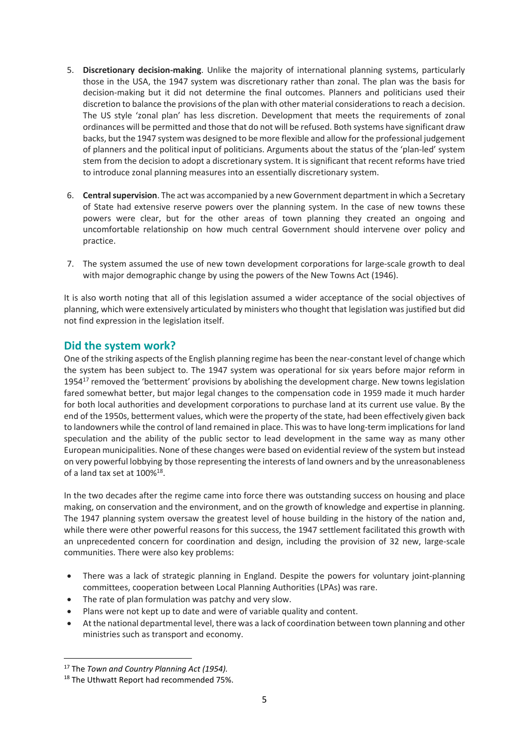5. **Discretionary decision-making**. Unlike the majority of international planning systems, particularly those in the USA, the 1947 system was discretionary rather than zonal. The plan was the basis for decision-making but it did not determine the final outcomes. Planners and politicians used their discretion to balance the provisions of the plan with other material considerations to reach a decision. The US style 'zonal plan' has less discretion. Development that meets the requirements of zonal ordinances will be permitted and those that do not will be refused. Both systems have significant draw backs, but the 1947 system was designed to be more flexible and allow for the professional judgement of planners and the political input of politicians. Arguments about the status of the 'plan-led' system stem from the decision to adopt a discretionary system. It is significant that recent reforms have tried to introduce zonal planning measures into an essentially discretionary system.

6. **Central supervision**. The act was accompanied by a new Government department in which a Secretary of State had extensive reserve powers over the planning system. In the case of new towns these powers were clear, but for the other areas of town planning they created an ongoing and uncomfortable relationship on how much central Government should intervene over policy and practice.

7. The system assumed the use of new town development corporations for large-scale growth to deal with major demographic change by using the powers of the New Towns Act (1946).

It is also worth noting that all of this legislation assumed a wider acceptance of the social objectives of planning, which were extensively articulated by ministers who thought that legislation was justified but did not find expression in the legislation itself.

## Did the system work?

One of the striking aspects of the English planning regime has been the near-constant level of change which the system has been subject to. The 1947 system was operational for six years before major reform in 1954[17] removed the 'betterment' provisions by abolishing the development charge. New towns legislation fared somewhat better, but major legal changes to the compensation code in 1959 made it much harder for both local authorities and development corporations to purchase land at its current use value. By the end of the 1950s, betterment values, which were the property of the state, had been effectively given back to landowners while the control of land remained in place. This was to have long-term implications for land speculation and the ability of the public sector to lead development in the same way as many other European municipalities. None of these changes were based on evidential review of the system but instead on very powerful lobbying by those representing the interests of land owners and by the unreasonableness of a land tax set at 100%[18].

In the two decades after the regime came into force there was outstanding success on housing and place making, on conservation and the environment, and on the growth of knowledge and expertise in planning. The 1947 planning system oversaw the greatest level of house building in the history of the nation and, while there were other powerful reasons for this success, the 1947 settlement facilitated this growth with an unprecedented concern for coordination and design, including the provision of 32 new, large-scale communities. There were also key problems:

- There was a lack of strategic planning in England. Despite the powers for voluntary joint-planning committees, cooperation between Local Planning Authorities (LPAs) was rare.
- The rate of plan formulation was patchy and very slow.
- Plans were not kept up to date and were of variable quality and content.
- At the national departmental level, there was a lack of coordination between town planning and other ministries such as transport and economy.

[17] The *Town and Country Planning Act (1954).*

[18] The Uthwatt Report had recommended 75%.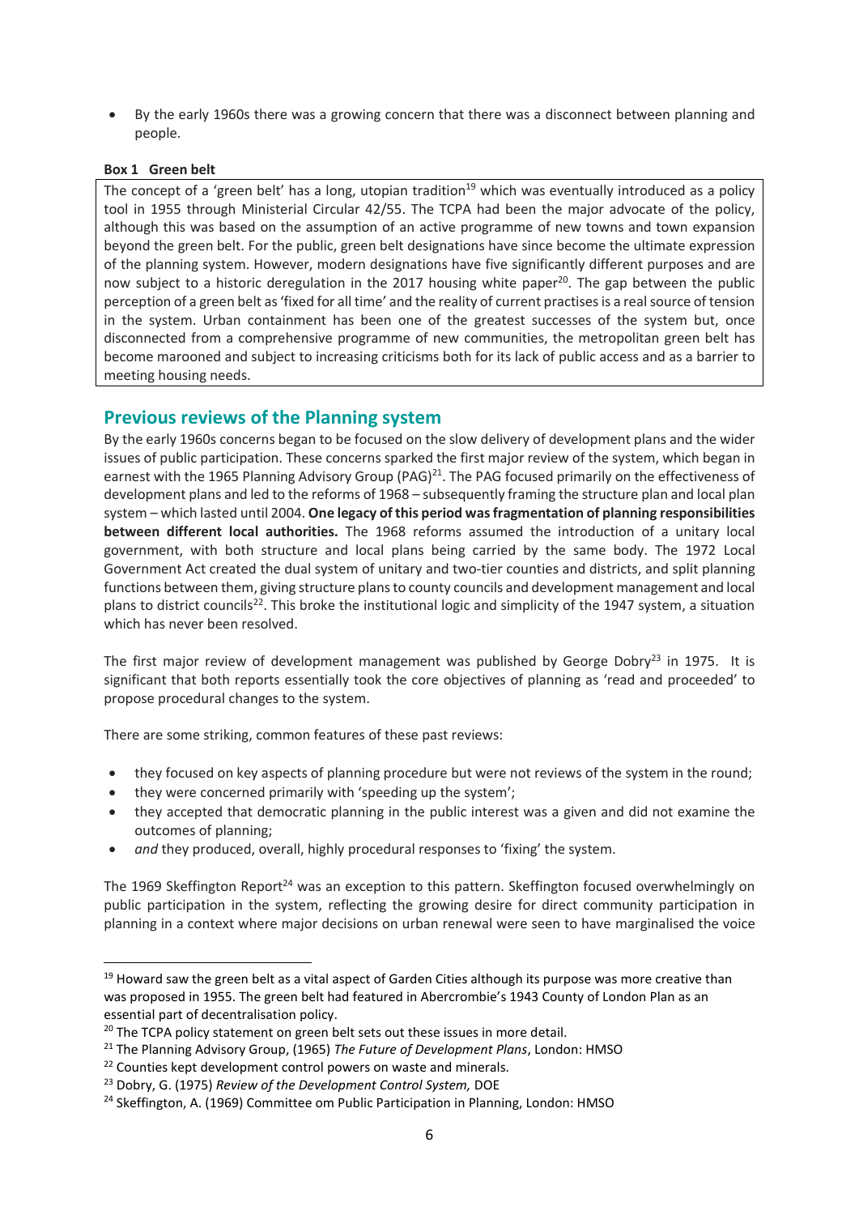- By the early 1960s there was a growing concern that there was a disconnect between planning and people.

**Box 1 Green belt**

The concept of a 'green belt' has a long, utopian tradition[19] which was eventually introduced as a policy tool in 1955 through Ministerial Circular 42/55. The TCPA had been the major advocate of the policy, although this was based on the assumption of an active programme of new towns and town expansion beyond the green belt. For the public, green belt designations have since become the ultimate expression of the planning system. However, modern designations have five significantly different purposes and are now subject to a historic deregulation in the 2017 housing white paper[20]. The gap between the public perception of a green belt as 'fixed for all time' and the reality of current practises is a real source of tension in the system. Urban containment has been one of the greatest successes of the system but, once disconnected from a comprehensive programme of new communities, the metropolitan green belt has become marooned and subject to increasing criticisms both for its lack of public access and as a barrier to meeting housing needs.

## Previous reviews of the Planning system

By the early 1960s concerns began to be focused on the slow delivery of development plans and the wider issues of public participation. These concerns sparked the first major review of the system, which began in earnest with the 1965 Planning Advisory Group (PAG)[21]. The PAG focused primarily on the effectiveness of development plans and led to the reforms of 1968 – subsequently framing the structure plan and local plan system – which lasted until 2004. **One legacy of this period was fragmentation of planning responsibilities between different local authorities.** The 1968 reforms assumed the introduction of a unitary local government, with both structure and local plans being carried by the same body. The 1972 Local Government Act created the dual system of unitary and two-tier counties and districts, and split planning functions between them, giving structure plans to county councils and development management and local plans to district councils[22]. This broke the institutional logic and simplicity of the 1947 system, a situation which has never been resolved.

The first major review of development management was published by George Dobry[23] in 1975. It is significant that both reports essentially took the core objectives of planning as 'read and proceeded' to propose procedural changes to the system.

There are some striking, common features of these past reviews:

- they focused on key aspects of planning procedure but were not reviews of the system in the round;
- they were concerned primarily with 'speeding up the system';
- they accepted that democratic planning in the public interest was a given and did not examine the outcomes of planning;
- *and* they produced, overall, highly procedural responses to 'fixing' the system.

The 1969 Skeffington Report[24] was an exception to this pattern. Skeffington focused overwhelmingly on public participation in the system, reflecting the growing desire for direct community participation in planning in a context where major decisions on urban renewal were seen to have marginalised the voice

---

[19] Howard saw the green belt as a vital aspect of Garden Cities although its purpose was more creative than was proposed in 1955. The green belt had featured in Abercrombie's 1943 County of London Plan as an essential part of decentralisation policy.

[20] The TCPA policy statement on green belt sets out these issues in more detail.

[21] The Planning Advisory Group, (1965) *The Future of Development Plans*, London: HMSO

[22] Counties kept development control powers on waste and minerals.

[23] Dobry, G. (1975) *Review of the Development Control System,* DOE

[24] Skeffington, A. (1969) Committee om Public Participation in Planning, London: HMSO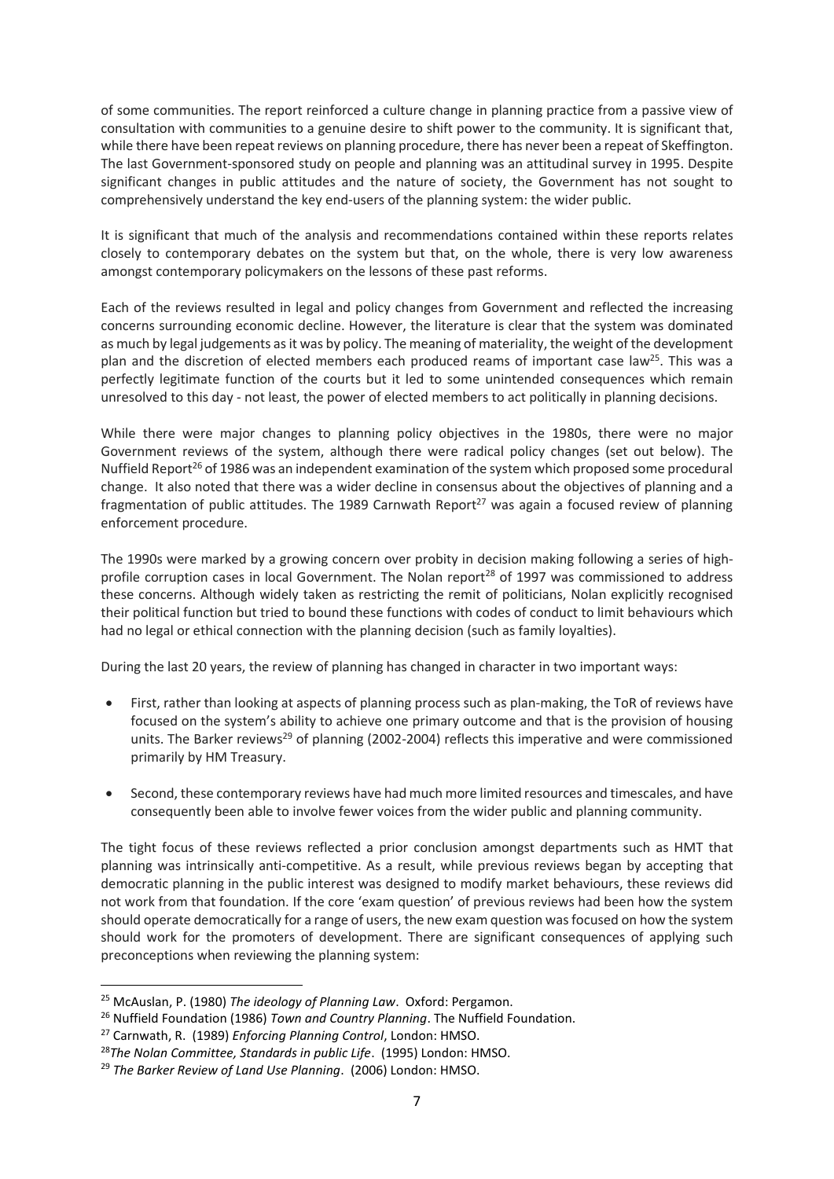of some communities. The report reinforced a culture change in planning practice from a passive view of consultation with communities to a genuine desire to shift power to the community. It is significant that, while there have been repeat reviews on planning procedure, there has never been a repeat of Skeffington. The last Government-sponsored study on people and planning was an attitudinal survey in 1995. Despite significant changes in public attitudes and the nature of society, the Government has not sought to comprehensively understand the key end-users of the planning system: the wider public.

It is significant that much of the analysis and recommendations contained within these reports relates closely to contemporary debates on the system but that, on the whole, there is very low awareness amongst contemporary policymakers on the lessons of these past reforms.

Each of the reviews resulted in legal and policy changes from Government and reflected the increasing concerns surrounding economic decline. However, the literature is clear that the system was dominated as much by legal judgements as it was by policy. The meaning of materiality, the weight of the development plan and the discretion of elected members each produced reams of important case law[25]. This was a perfectly legitimate function of the courts but it led to some unintended consequences which remain unresolved to this day - not least, the power of elected members to act politically in planning decisions.

While there were major changes to planning policy objectives in the 1980s, there were no major Government reviews of the system, although there were radical policy changes (set out below). The Nuffield Report[26] of 1986 was an independent examination of the system which proposed some procedural change. It also noted that there was a wider decline in consensus about the objectives of planning and a fragmentation of public attitudes. The 1989 Carnwath Report[27] was again a focused review of planning enforcement procedure.

The 1990s were marked by a growing concern over probity in decision making following a series of high-profile corruption cases in local Government. The Nolan report[28] of 1997 was commissioned to address these concerns. Although widely taken as restricting the remit of politicians, Nolan explicitly recognised their political function but tried to bound these functions with codes of conduct to limit behaviours which had no legal or ethical connection with the planning decision (such as family loyalties).

During the last 20 years, the review of planning has changed in character in two important ways:

- First, rather than looking at aspects of planning process such as plan-making, the ToR of reviews have focused on the system's ability to achieve one primary outcome and that is the provision of housing units. The Barker reviews[29] of planning (2002-2004) reflects this imperative and were commissioned primarily by HM Treasury.
- Second, these contemporary reviews have had much more limited resources and timescales, and have consequently been able to involve fewer voices from the wider public and planning community.

The tight focus of these reviews reflected a prior conclusion amongst departments such as HMT that planning was intrinsically anti-competitive. As a result, while previous reviews began by accepting that democratic planning in the public interest was designed to modify market behaviours, these reviews did not work from that foundation. If the core 'exam question' of previous reviews had been how the system should operate democratically for a range of users, the new exam question was focused on how the system should work for the promoters of development. There are significant consequences of applying such preconceptions when reviewing the planning system:

---

[25] McAuslan, P. (1980) *The ideology of Planning Law*. Oxford: Pergamon.

[26] Nuffield Foundation (1986) *Town and Country Planning*. The Nuffield Foundation.

[27] Carnwath, R. (1989) *Enforcing Planning Control*, London: HMSO.

[28] *The Nolan Committee, Standards in public Life*. (1995) London: HMSO.

[29] *The Barker Review of Land Use Planning*. (2006) London: HMSO.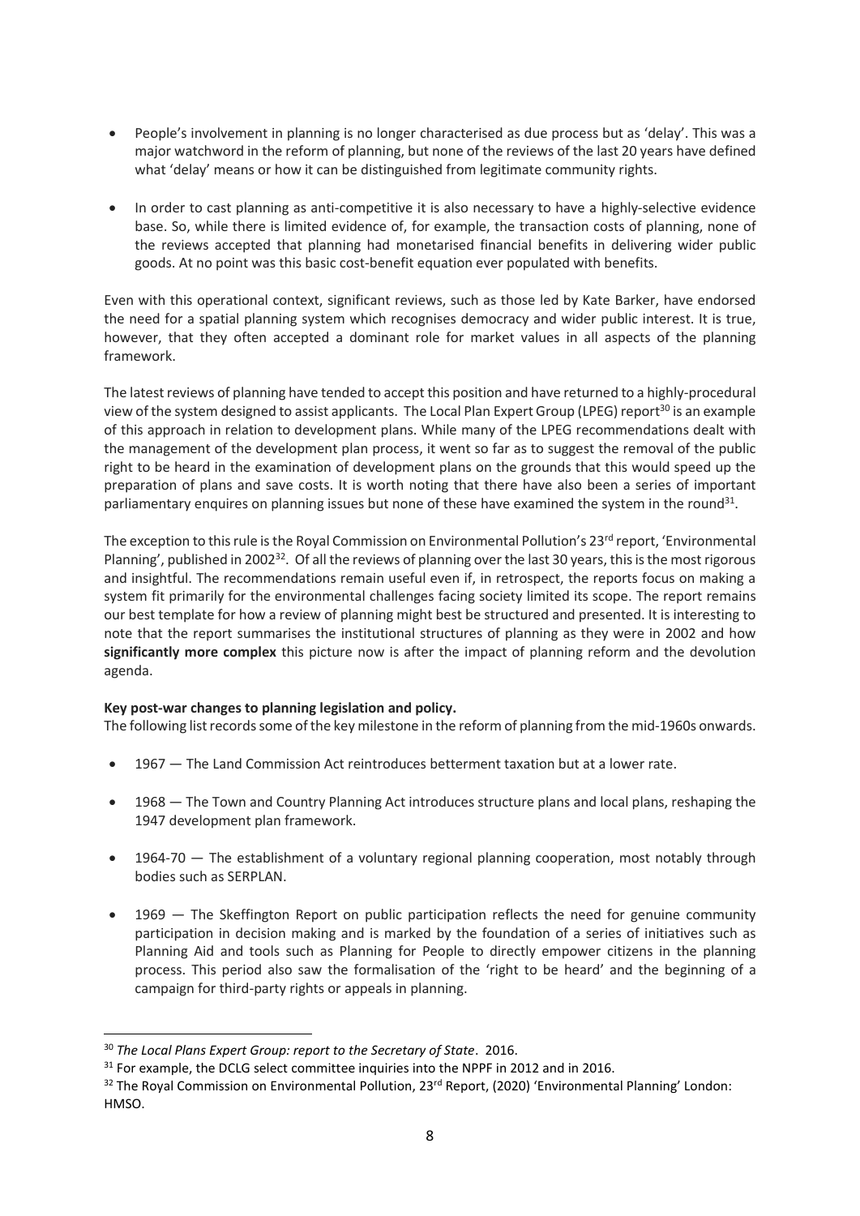- People's involvement in planning is no longer characterised as due process but as 'delay'. This was a major watchword in the reform of planning, but none of the reviews of the last 20 years have defined what 'delay' means or how it can be distinguished from legitimate community rights.

- In order to cast planning as anti-competitive it is also necessary to have a highly-selective evidence base. So, while there is limited evidence of, for example, the transaction costs of planning, none of the reviews accepted that planning had monetarised financial benefits in delivering wider public goods. At no point was this basic cost-benefit equation ever populated with benefits.

Even with this operational context, significant reviews, such as those led by Kate Barker, have endorsed the need for a spatial planning system which recognises democracy and wider public interest. It is true, however, that they often accepted a dominant role for market values in all aspects of the planning framework.

The latest reviews of planning have tended to accept this position and have returned to a highly-procedural view of the system designed to assist applicants. The Local Plan Expert Group (LPEG) report[30] is an example of this approach in relation to development plans. While many of the LPEG recommendations dealt with the management of the development plan process, it went so far as to suggest the removal of the public right to be heard in the examination of development plans on the grounds that this would speed up the preparation of plans and save costs. It is worth noting that there have also been a series of important parliamentary enquires on planning issues but none of these have examined the system in the round[31].

The exception to this rule is the Royal Commission on Environmental Pollution's 23rd report, 'Environmental Planning', published in 2002[32]. Of all the reviews of planning over the last 30 years, this is the most rigorous and insightful. The recommendations remain useful even if, in retrospect, the reports focus on making a system fit primarily for the environmental challenges facing society limited its scope. The report remains our best template for how a review of planning might best be structured and presented. It is interesting to note that the report summarises the institutional structures of planning as they were in 2002 and how **significantly more complex** this picture now is after the impact of planning reform and the devolution agenda.

**Key post-war changes to planning legislation and policy.**
The following list records some of the key milestone in the reform of planning from the mid-1960s onwards.

- 1967 — The Land Commission Act reintroduces betterment taxation but at a lower rate.

- 1968 — The Town and Country Planning Act introduces structure plans and local plans, reshaping the 1947 development plan framework.

- 1964-70 — The establishment of a voluntary regional planning cooperation, most notably through bodies such as SERPLAN.

- 1969 — The Skeffington Report on public participation reflects the need for genuine community participation in decision making and is marked by the foundation of a series of initiatives such as Planning Aid and tools such as Planning for People to directly empower citizens in the planning process. This period also saw the formalisation of the 'right to be heard' and the beginning of a campaign for third-party rights or appeals in planning.

---

[30] *The Local Plans Expert Group: report to the Secretary of State*. 2016.

[31] For example, the DCLG select committee inquiries into the NPPF in 2012 and in 2016.

[32] The Royal Commission on Environmental Pollution, 23rd Report, (2020) 'Environmental Planning' London: HMSO.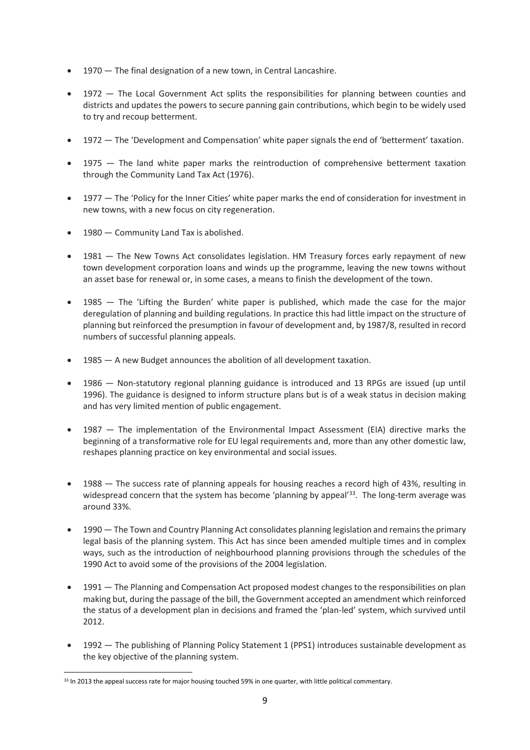- 1970 — The final designation of a new town, in Central Lancashire.
- 1972 — The Local Government Act splits the responsibilities for planning between counties and districts and updates the powers to secure panning gain contributions, which begin to be widely used to try and recoup betterment.
- 1972 — The 'Development and Compensation' white paper signals the end of 'betterment' taxation.
- 1975 — The land white paper marks the reintroduction of comprehensive betterment taxation through the Community Land Tax Act (1976).
- 1977 — The 'Policy for the Inner Cities' white paper marks the end of consideration for investment in new towns, with a new focus on city regeneration.
- 1980 — Community Land Tax is abolished.
- 1981 — The New Towns Act consolidates legislation. HM Treasury forces early repayment of new town development corporation loans and winds up the programme, leaving the new towns without an asset base for renewal or, in some cases, a means to finish the development of the town.
- 1985 — The 'Lifting the Burden' white paper is published, which made the case for the major deregulation of planning and building regulations. In practice this had little impact on the structure of planning but reinforced the presumption in favour of development and, by 1987/8, resulted in record numbers of successful planning appeals.
- 1985 — A new Budget announces the abolition of all development taxation.
- 1986 — Non-statutory regional planning guidance is introduced and 13 RPGs are issued (up until 1996). The guidance is designed to inform structure plans but is of a weak status in decision making and has very limited mention of public engagement.
- 1987 — The implementation of the Environmental Impact Assessment (EIA) directive marks the beginning of a transformative role for EU legal requirements and, more than any other domestic law, reshapes planning practice on key environmental and social issues.
- 1988 — The success rate of planning appeals for housing reaches a record high of 43%, resulting in widespread concern that the system has become 'planning by appeal'[33]. The long-term average was around 33%.
- 1990 — The Town and Country Planning Act consolidates planning legislation and remains the primary legal basis of the planning system. This Act has since been amended multiple times and in complex ways, such as the introduction of neighbourhood planning provisions through the schedules of the 1990 Act to avoid some of the provisions of the 2004 legislation.
- 1991 — The Planning and Compensation Act proposed modest changes to the responsibilities on plan making but, during the passage of the bill, the Government accepted an amendment which reinforced the status of a development plan in decisions and framed the 'plan-led' system, which survived until 2012.
- 1992 — The publishing of Planning Policy Statement 1 (PPS1) introduces sustainable development as the key objective of the planning system.

[33] In 2013 the appeal success rate for major housing touched 59% in one quarter, with little political commentary.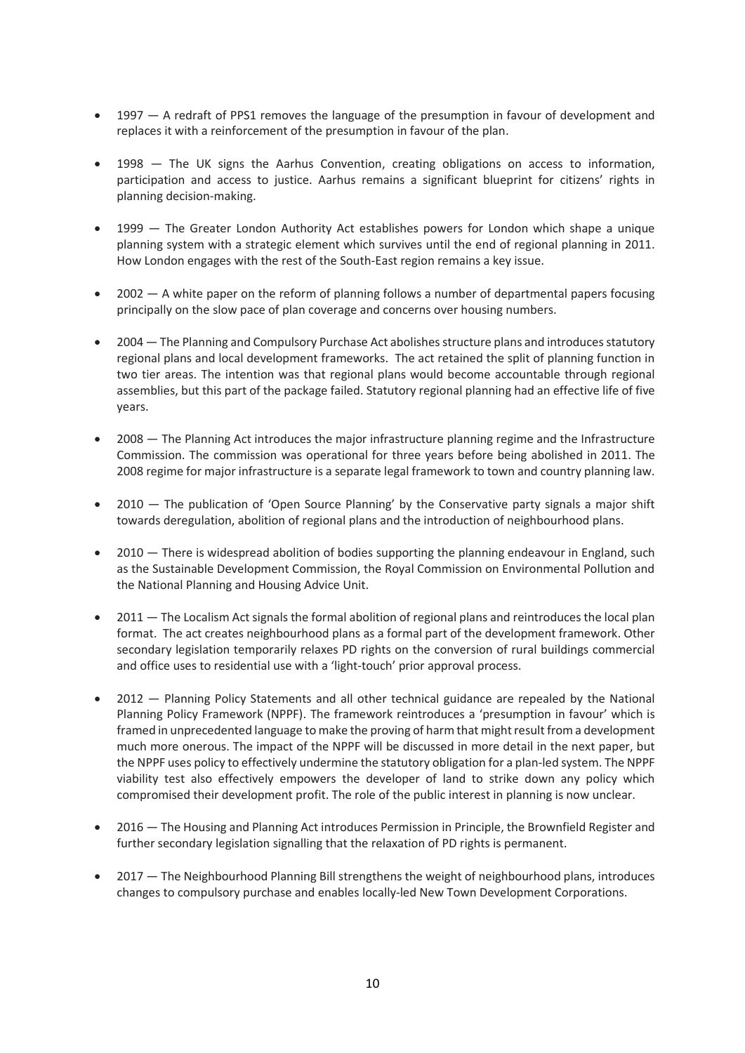- 1997 — A redraft of PPS1 removes the language of the presumption in favour of development and replaces it with a reinforcement of the presumption in favour of the plan.

- 1998 — The UK signs the Aarhus Convention, creating obligations on access to information, participation and access to justice. Aarhus remains a significant blueprint for citizens' rights in planning decision-making.

- 1999 — The Greater London Authority Act establishes powers for London which shape a unique planning system with a strategic element which survives until the end of regional planning in 2011. How London engages with the rest of the South-East region remains a key issue.

- 2002 — A white paper on the reform of planning follows a number of departmental papers focusing principally on the slow pace of plan coverage and concerns over housing numbers.

- 2004 — The Planning and Compulsory Purchase Act abolishes structure plans and introduces statutory regional plans and local development frameworks. The act retained the split of planning function in two tier areas. The intention was that regional plans would become accountable through regional assemblies, but this part of the package failed. Statutory regional planning had an effective life of five years.

- 2008 — The Planning Act introduces the major infrastructure planning regime and the Infrastructure Commission. The commission was operational for three years before being abolished in 2011. The 2008 regime for major infrastructure is a separate legal framework to town and country planning law.

- 2010 — The publication of 'Open Source Planning' by the Conservative party signals a major shift towards deregulation, abolition of regional plans and the introduction of neighbourhood plans.

- 2010 — There is widespread abolition of bodies supporting the planning endeavour in England, such as the Sustainable Development Commission, the Royal Commission on Environmental Pollution and the National Planning and Housing Advice Unit.

- 2011 — The Localism Act signals the formal abolition of regional plans and reintroduces the local plan format. The act creates neighbourhood plans as a formal part of the development framework. Other secondary legislation temporarily relaxes PD rights on the conversion of rural buildings commercial and office uses to residential use with a 'light-touch' prior approval process.

- 2012 — Planning Policy Statements and all other technical guidance are repealed by the National Planning Policy Framework (NPPF). The framework reintroduces a 'presumption in favour' which is framed in unprecedented language to make the proving of harm that might result from a development much more onerous. The impact of the NPPF will be discussed in more detail in the next paper, but the NPPF uses policy to effectively undermine the statutory obligation for a plan-led system. The NPPF viability test also effectively empowers the developer of land to strike down any policy which compromised their development profit. The role of the public interest in planning is now unclear.

- 2016 — The Housing and Planning Act introduces Permission in Principle, the Brownfield Register and further secondary legislation signalling that the relaxation of PD rights is permanent.

- 2017 — The Neighbourhood Planning Bill strengthens the weight of neighbourhood plans, introduces changes to compulsory purchase and enables locally-led New Town Development Corporations.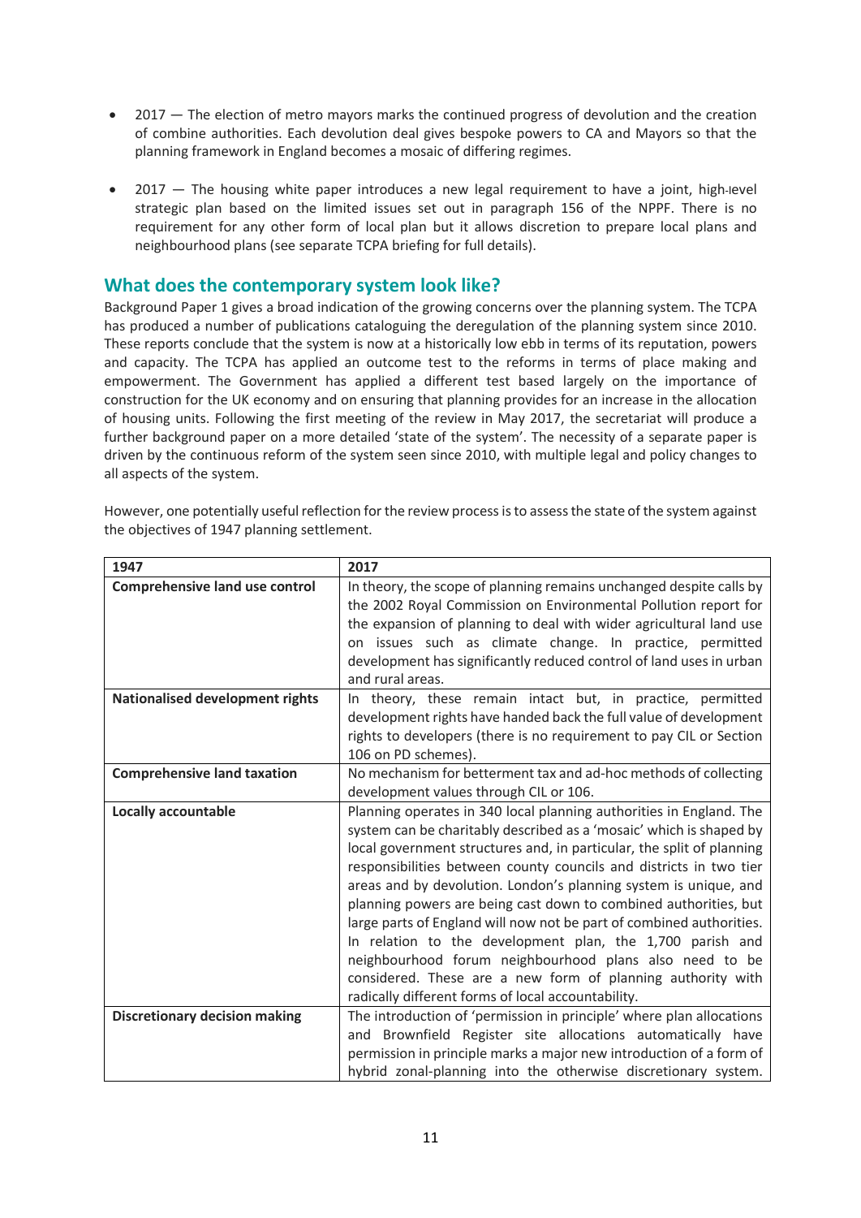- 2017 — The election of metro mayors marks the continued progress of devolution and the creation of combine authorities. Each devolution deal gives bespoke powers to CA and Mayors so that the planning framework in England becomes a mosaic of differing regimes.

- 2017 — The housing white paper introduces a new legal requirement to have a joint, high-level strategic plan based on the limited issues set out in paragraph 156 of the NPPF. There is no requirement for any other form of local plan but it allows discretion to prepare local plans and neighbourhood plans (see separate TCPA briefing for full details).

## What does the contemporary system look like?

Background Paper 1 gives a broad indication of the growing concerns over the planning system. The TCPA has produced a number of publications cataloguing the deregulation of the planning system since 2010. These reports conclude that the system is now at a historically low ebb in terms of its reputation, powers and capacity. The TCPA has applied an outcome test to the reforms in terms of place making and empowerment. The Government has applied a different test based largely on the importance of construction for the UK economy and on ensuring that planning provides for an increase in the allocation of housing units. Following the first meeting of the review in May 2017, the secretariat will produce a further background paper on a more detailed 'state of the system'. The necessity of a separate paper is driven by the continuous reform of the system seen since 2010, with multiple legal and policy changes to all aspects of the system.

However, one potentially useful reflection for the review process is to assess the state of the system against the objectives of 1947 planning settlement.

| 1947 | 2017 |
|---|---|
| **Comprehensive land use control** | In theory, the scope of planning remains unchanged despite calls by the 2002 Royal Commission on Environmental Pollution report for the expansion of planning to deal with wider agricultural land use on issues such as climate change. In practice, permitted development has significantly reduced control of land uses in urban and rural areas. |
| **Nationalised development rights** | In theory, these remain intact but, in practice, permitted development rights have handed back the full value of development rights to developers (there is no requirement to pay CIL or Section 106 on PD schemes). |
| **Comprehensive land taxation** | No mechanism for betterment tax and ad-hoc methods of collecting development values through CIL or 106. |
| **Locally accountable** | Planning operates in 340 local planning authorities in England. The system can be charitably described as a 'mosaic' which is shaped by local government structures and, in particular, the split of planning responsibilities between county councils and districts in two tier areas and by devolution. London's planning system is unique, and planning powers are being cast down to combined authorities, but large parts of England will now not be part of combined authorities. In relation to the development plan, the 1,700 parish and neighbourhood forum neighbourhood plans also need to be considered. These are a new form of planning authority with radically different forms of local accountability. |
| **Discretionary decision making** | The introduction of 'permission in principle' where plan allocations and Brownfield Register site allocations automatically have permission in principle marks a major new introduction of a form of hybrid zonal-planning into the otherwise discretionary system. |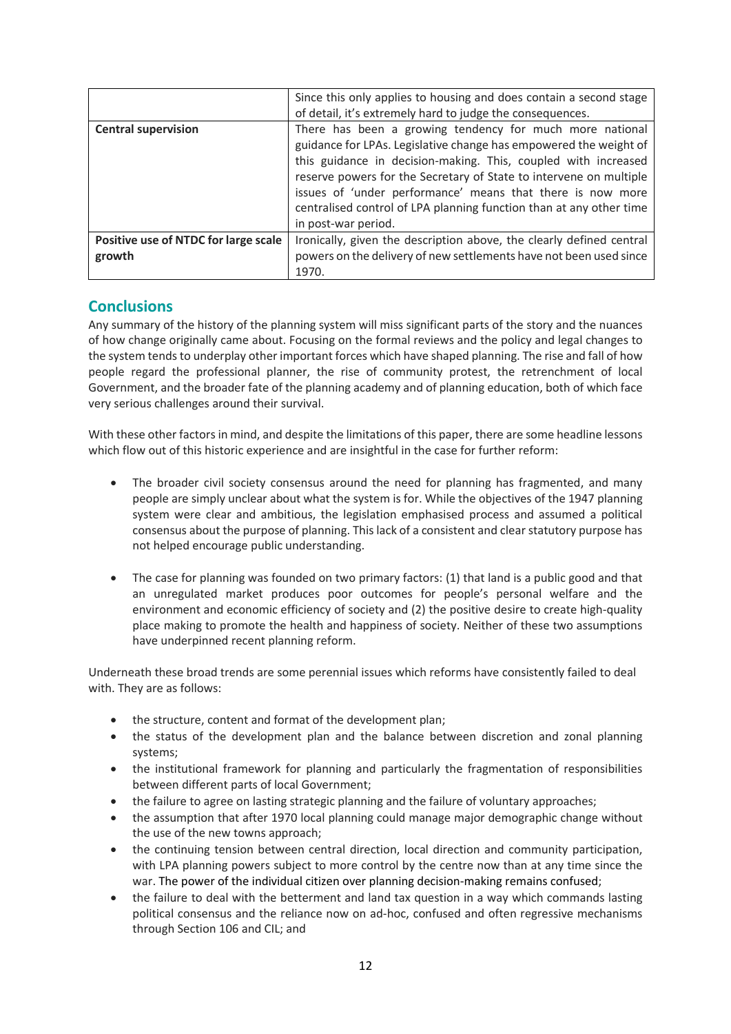| | |
|---|---|
| | Since this only applies to housing and does contain a second stage of detail, it's extremely hard to judge the consequences. |
| **Central supervision** | There has been a growing tendency for much more national guidance for LPAs. Legislative change has empowered the weight of this guidance in decision-making. This, coupled with increased reserve powers for the Secretary of State to intervene on multiple issues of 'under performance' means that there is now more centralised control of LPA planning function than at any other time in post-war period. |
| **Positive use of NTDC for large scale growth** | Ironically, given the description above, the clearly defined central powers on the delivery of new settlements have not been used since 1970. |

## Conclusions

Any summary of the history of the planning system will miss significant parts of the story and the nuances of how change originally came about. Focusing on the formal reviews and the policy and legal changes to the system tends to underplay other important forces which have shaped planning. The rise and fall of how people regard the professional planner, the rise of community protest, the retrenchment of local Government, and the broader fate of the planning academy and of planning education, both of which face very serious challenges around their survival.

With these other factors in mind, and despite the limitations of this paper, there are some headline lessons which flow out of this historic experience and are insightful in the case for further reform:

- The broader civil society consensus around the need for planning has fragmented, and many people are simply unclear about what the system is for. While the objectives of the 1947 planning system were clear and ambitious, the legislation emphasised process and assumed a political consensus about the purpose of planning. This lack of a consistent and clear statutory purpose has not helped encourage public understanding.

- The case for planning was founded on two primary factors: (1) that land is a public good and that an unregulated market produces poor outcomes for people's personal welfare and the environment and economic efficiency of society and (2) the positive desire to create high-quality place making to promote the health and happiness of society. Neither of these two assumptions have underpinned recent planning reform.

Underneath these broad trends are some perennial issues which reforms have consistently failed to deal with. They are as follows:

- the structure, content and format of the development plan;
- the status of the development plan and the balance between discretion and zonal planning systems;
- the institutional framework for planning and particularly the fragmentation of responsibilities between different parts of local Government;
- the failure to agree on lasting strategic planning and the failure of voluntary approaches;
- the assumption that after 1970 local planning could manage major demographic change without the use of the new towns approach;
- the continuing tension between central direction, local direction and community participation, with LPA planning powers subject to more control by the centre now than at any time since the war. The power of the individual citizen over planning decision-making remains confused;
- the failure to deal with the betterment and land tax question in a way which commands lasting political consensus and the reliance now on ad-hoc, confused and often regressive mechanisms through Section 106 and CIL; and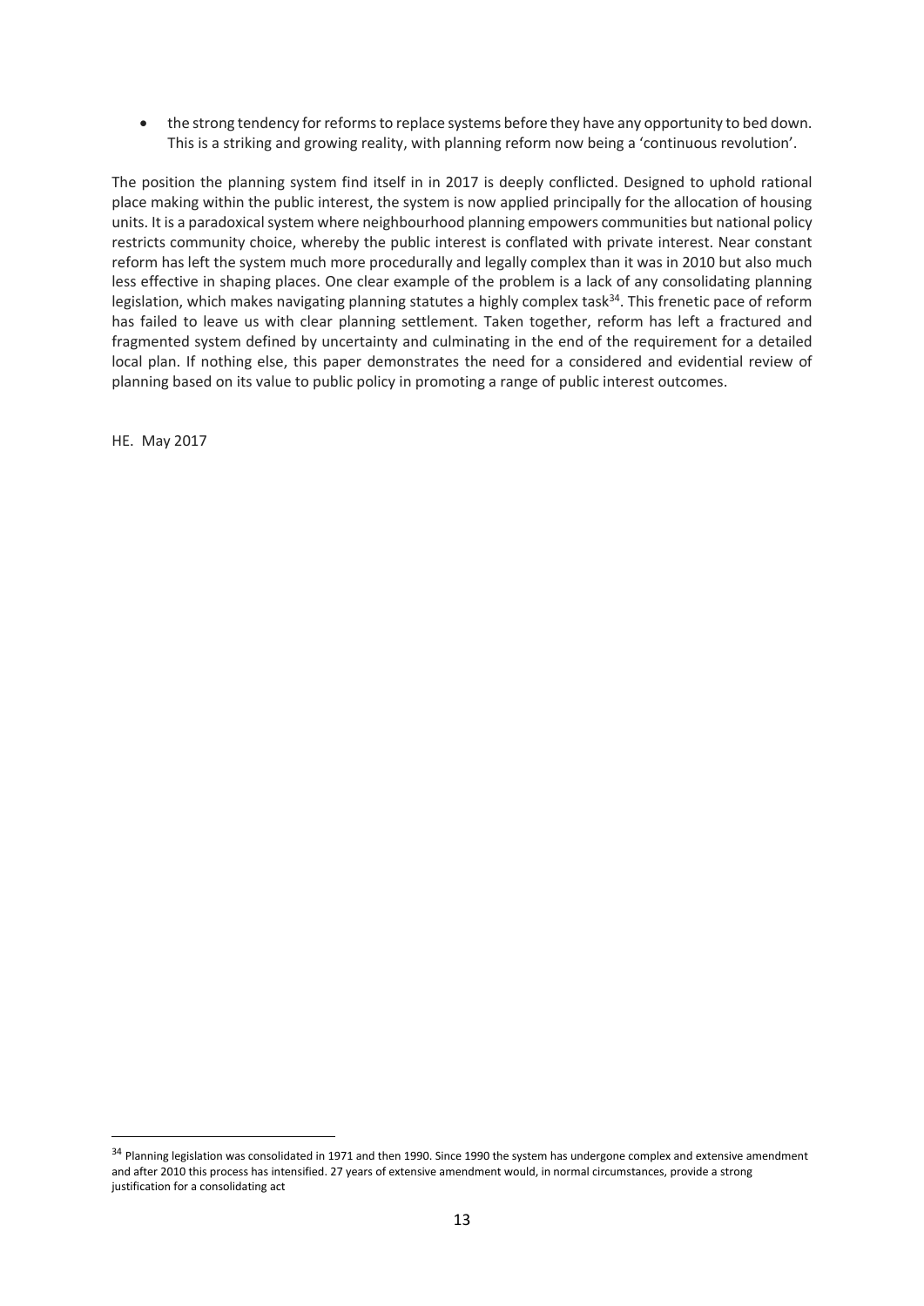- the strong tendency for reforms to replace systems before they have any opportunity to bed down. This is a striking and growing reality, with planning reform now being a 'continuous revolution'.

The position the planning system find itself in in 2017 is deeply conflicted. Designed to uphold rational place making within the public interest, the system is now applied principally for the allocation of housing units. It is a paradoxical system where neighbourhood planning empowers communities but national policy restricts community choice, whereby the public interest is conflated with private interest. Near constant reform has left the system much more procedurally and legally complex than it was in 2010 but also much less effective in shaping places. One clear example of the problem is a lack of any consolidating planning legislation, which makes navigating planning statutes a highly complex task[34]. This frenetic pace of reform has failed to leave us with clear planning settlement. Taken together, reform has left a fractured and fragmented system defined by uncertainty and culminating in the end of the requirement for a detailed local plan. If nothing else, this paper demonstrates the need for a considered and evidential review of planning based on its value to public policy in promoting a range of public interest outcomes.

HE. May 2017

---

[34] Planning legislation was consolidated in 1971 and then 1990. Since 1990 the system has undergone complex and extensive amendment and after 2010 this process has intensified. 27 years of extensive amendment would, in normal circumstances, provide a strong justification for a consolidating act